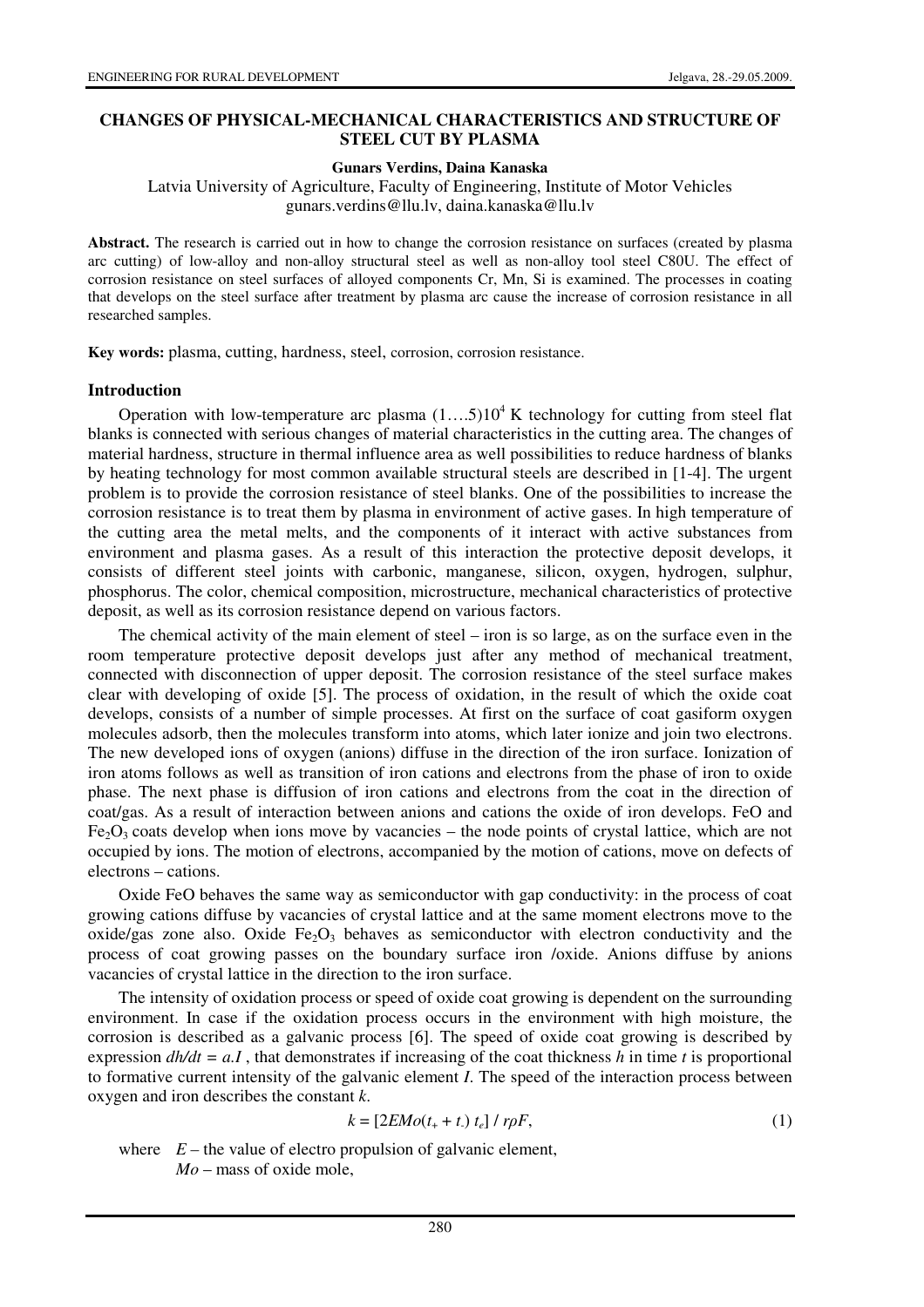# CHANGES OF PHYSICAL-MECHANICAL CHARACTERISTICS AND STRUCTURE OF STEEL CUT BY PLASMA

**Gunars Verdins, Daina Kanaska**

Latvia University of Agriculture, Faculty of Engineering, Institute of Motor Vehicles
gunars.verdins@llu.lv, daina.kanaska@llu.lv

**Abstract.** The research is carried out in how to change the corrosion resistance on surfaces (created by plasma arc cutting) of low-alloy and non-alloy structural steel as well as non-alloy tool steel C80U. The effect of corrosion resistance on steel surfaces of alloyed components Cr, Mn, Si is examined. The processes in coating that develops on the steel surface after treatment by plasma arc cause the increase of corrosion resistance in all researched samples.

**Key words:** plasma, cutting, hardness, steel, corrosion, corrosion resistance.

## Introduction

Operation with low-temperature arc plasma $(1....5)10^4$ K technology for cutting from steel flat blanks is connected with serious changes of material characteristics in the cutting area. The changes of material hardness, structure in thermal influence area as well possibilities to reduce hardness of blanks by heating technology for most common available structural steels are described in [1-4]. The urgent problem is to provide the corrosion resistance of steel blanks. One of the possibilities to increase the corrosion resistance is to treat them by plasma in environment of active gases. In high temperature of the cutting area the metal melts, and the components of it interact with active substances from environment and plasma gases. As a result of this interaction the protective deposit develops, it consists of different steel joints with carbonic, manganese, silicon, oxygen, hydrogen, sulphur, phosphorus. The color, chemical composition, microstructure, mechanical characteristics of protective deposit, as well as its corrosion resistance depend on various factors.

The chemical activity of the main element of steel – iron is so large, as on the surface even in the room temperature protective deposit develops just after any method of mechanical treatment, connected with disconnection of upper deposit. The corrosion resistance of the steel surface makes clear with developing of oxide [5]. The process of oxidation, in the result of which the oxide coat develops, consists of a number of simple processes. At first on the surface of coat gasiform oxygen molecules adsorb, then the molecules transform into atoms, which later ionize and join two electrons. The new developed ions of oxygen (anions) diffuse in the direction of the iron surface. Ionization of iron atoms follows as well as transition of iron cations and electrons from the phase of iron to oxide phase. The next phase is diffusion of iron cations and electrons from the coat in the direction of coat/gas. As a result of interaction between anions and cations the oxide of iron develops. FeO and $Fe_2O_3$ coats develop when ions move by vacancies – the node points of crystal lattice, which are not occupied by ions. The motion of electrons, accompanied by the motion of cations, move on defects of electrons – cations.

Oxide FeO behaves the same way as semiconductor with gap conductivity: in the process of coat growing cations diffuse by vacancies of crystal lattice and at the same moment electrons move to the oxide/gas zone also. Oxide $Fe_2O_3$ behaves as semiconductor with electron conductivity and the process of coat growing passes on the boundary surface iron /oxide. Anions diffuse by anions vacancies of crystal lattice in the direction to the iron surface.

The intensity of oxidation process or speed of oxide coat growing is dependent on the surrounding environment. In case if the oxidation process occurs in the environment with high moisture, the corrosion is described as a galvanic process [6]. The speed of oxide coat growing is described by expression $dh/dt = a.I$ , that demonstrates if increasing of the coat thickness $h$ in time $t$ is proportional to formative current intensity of the galvanic element $I$. The speed of the interaction process between oxygen and iron describes the constant $k$.

$$k = [2EMo(t_+ + t_-)\, t_e] \,/\, r\rho F, \tag{1}$$

where $E$ – the value of electro propulsion of galvanic element,
$Mo$ – mass of oxide mole,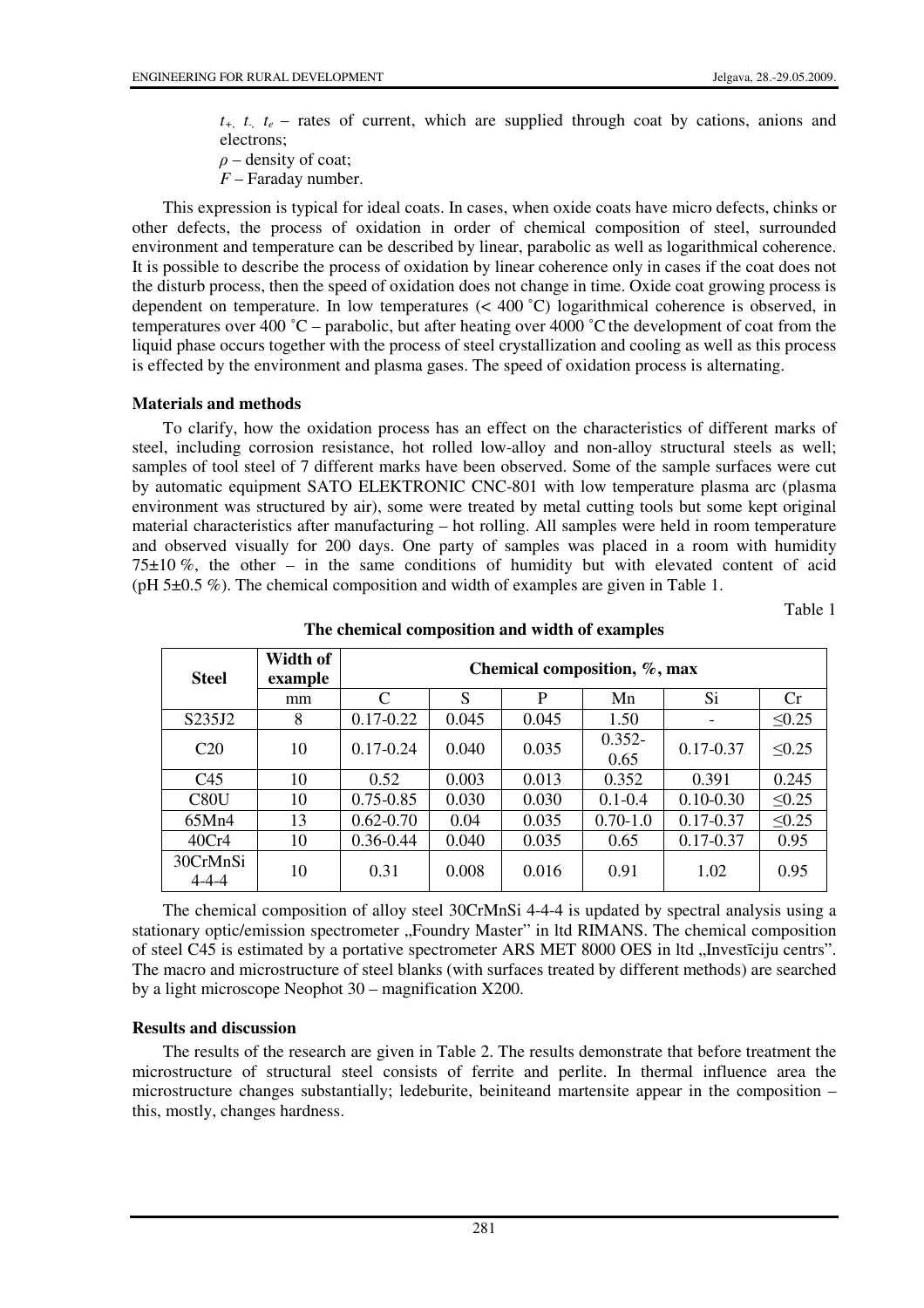$t_+$, $t_-$, $t_e$ – rates of current, which are supplied through coat by cations, anions and electrons;

$\rho$ – density of coat;

$F$ – Faraday number.

This expression is typical for ideal coats. In cases, when oxide coats have micro defects, chinks or other defects, the process of oxidation in order of chemical composition of steel, surrounded environment and temperature can be described by linear, parabolic as well as logarithmical coherence. It is possible to describe the process of oxidation by linear coherence only in cases if the coat does not the disturb process, then the speed of oxidation does not change in time. Oxide coat growing process is dependent on temperature. In low temperatures (< 400 ˚C) logarithmical coherence is observed, in temperatures over 400 ˚C – parabolic, but after heating over 4000 ˚C the development of coat from the liquid phase occurs together with the process of steel crystallization and cooling as well as this process is effected by the environment and plasma gases. The speed of oxidation process is alternating.

**Materials and methods**

To clarify, how the oxidation process has an effect on the characteristics of different marks of steel, including corrosion resistance, hot rolled low-alloy and non-alloy structural steels as well; samples of tool steel of 7 different marks have been observed. Some of the sample surfaces were cut by automatic equipment SATO ELEKTRONIC CNC-801 with low temperature plasma arc (plasma environment was structured by air), some were treated by metal cutting tools but some kept original material characteristics after manufacturing – hot rolling. All samples were held in room temperature and observed visually for 200 days. One party of samples was placed in a room with humidity 75±10 %, the other – in the same conditions of humidity but with elevated content of acid (pH 5±0.5 %). The chemical composition and width of examples are given in Table 1.

Table 1

**The chemical composition and width of examples**

| Steel | Width of example | Chemical composition, %, max | | | | | |
|---|---|---|---|---|---|---|---|
| | mm | C | S | P | Mn | Si | Cr |
| S235J2 | 8 | 0.17-0.22 | 0.045 | 0.045 | 1.50 | - | ≤0.25 |
| C20 | 10 | 0.17-0.24 | 0.040 | 0.035 | 0.352-0.65 | 0.17-0.37 | ≤0.25 |
| C45 | 10 | 0.52 | 0.003 | 0.013 | 0.352 | 0.391 | 0.245 |
| C80U | 10 | 0.75-0.85 | 0.030 | 0.030 | 0.1-0.4 | 0.10-0.30 | ≤0.25 |
| 65Mn4 | 13 | 0.62-0.70 | 0.04 | 0.035 | 0.70-1.0 | 0.17-0.37 | ≤0.25 |
| 40Cr4 | 10 | 0.36-0.44 | 0.040 | 0.035 | 0.65 | 0.17-0.37 | 0.95 |
| 30CrMnSi 4-4-4 | 10 | 0.31 | 0.008 | 0.016 | 0.91 | 1.02 | 0.95 |

The chemical composition of alloy steel 30CrMnSi 4-4-4 is updated by spectral analysis using a stationary optic/emission spectrometer „Foundry Master" in ltd RIMANS. The chemical composition of steel C45 is estimated by a portative spectrometer ARS MET 8000 OES in ltd „Investīciju centrs". The macro and microstructure of steel blanks (with surfaces treated by different methods) are searched by a light microscope Neophot 30 – magnification X200.

**Results and discussion**

The results of the research are given in Table 2. The results demonstrate that before treatment the microstructure of structural steel consists of ferrite and perlite. In thermal influence area the microstructure changes substantially; ledeburite, beiniteand martensite appear in the composition – this, mostly, changes hardness.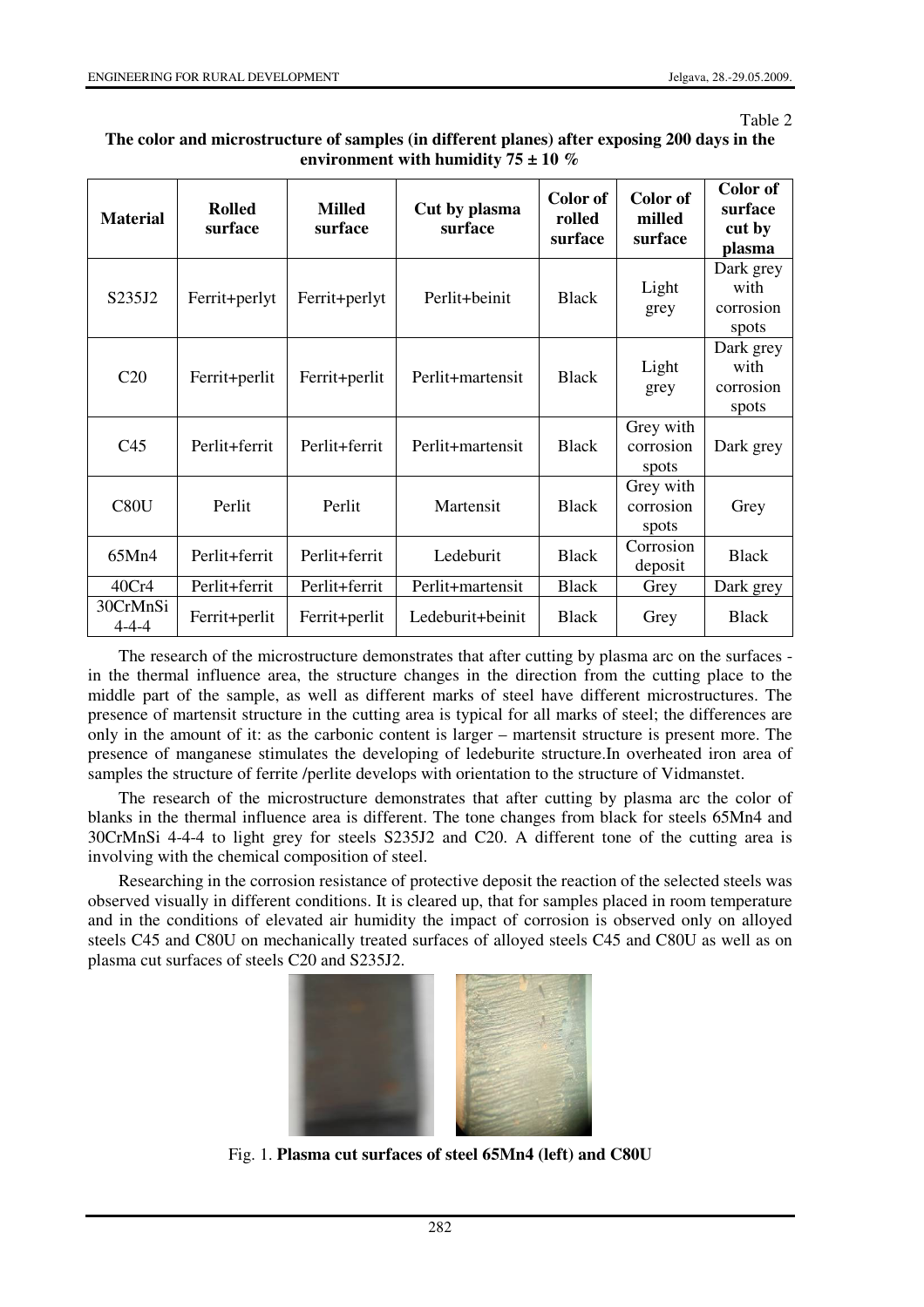Table 2

**The color and microstructure of samples (in different planes) after exposing 200 days in the environment with humidity 75 ± 10 %**

| Material | Rolled surface | Milled surface | Cut by plasma surface | Color of rolled surface | Color of milled surface | Color of surface cut by plasma |
|---|---|---|---|---|---|---|
| S235J2 | Ferrit+perlyt | Ferrit+perlyt | Perlit+beinit | Black | Light grey | Dark grey with corrosion spots |
| C20 | Ferrit+perlit | Ferrit+perlit | Perlit+martensit | Black | Light grey | Dark grey with corrosion spots |
| C45 | Perlit+ferrit | Perlit+ferrit | Perlit+martensit | Black | Grey with corrosion spots | Dark grey |
| C80U | Perlit | Perlit | Martensit | Black | Grey with corrosion spots | Grey |
| 65Mn4 | Perlit+ferrit | Perlit+ferrit | Ledeburit | Black | Corrosion deposit | Black |
| 40Cr4 | Perlit+ferrit | Perlit+ferrit | Perlit+martensit | Black | Grey | Dark grey |
| 30CrMnSi 4-4-4 | Ferrit+perlit | Ferrit+perlit | Ledeburit+beinit | Black | Grey | Black |

The research of the microstructure demonstrates that after cutting by plasma arc on the surfaces - in the thermal influence area, the structure changes in the direction from the cutting place to the middle part of the sample, as well as different marks of steel have different microstructures. The presence of martensit structure in the cutting area is typical for all marks of steel; the differences are only in the amount of it: as the carbonic content is larger – martensit structure is present more. The presence of manganese stimulates the developing of ledeburite structure.In overheated iron area of samples the structure of ferrite /perlite develops with orientation to the structure of Vidmanstet.

The research of the microstructure demonstrates that after cutting by plasma arc the color of blanks in the thermal influence area is different. The tone changes from black for steels 65Mn4 and 30CrMnSi 4-4-4 to light grey for steels S235J2 and C20. A different tone of the cutting area is involving with the chemical composition of steel.

Researching in the corrosion resistance of protective deposit the reaction of the selected steels was observed visually in different conditions. It is cleared up, that for samples placed in room temperature and in the conditions of elevated air humidity the impact of corrosion is observed only on alloyed steels C45 and C80U on mechanically treated surfaces of alloyed steels C45 and C80U as well as on plasma cut surfaces of steels C20 and S235J2.

Fig. 1. **Plasma cut surfaces of steel 65Mn4 (left) and C80U**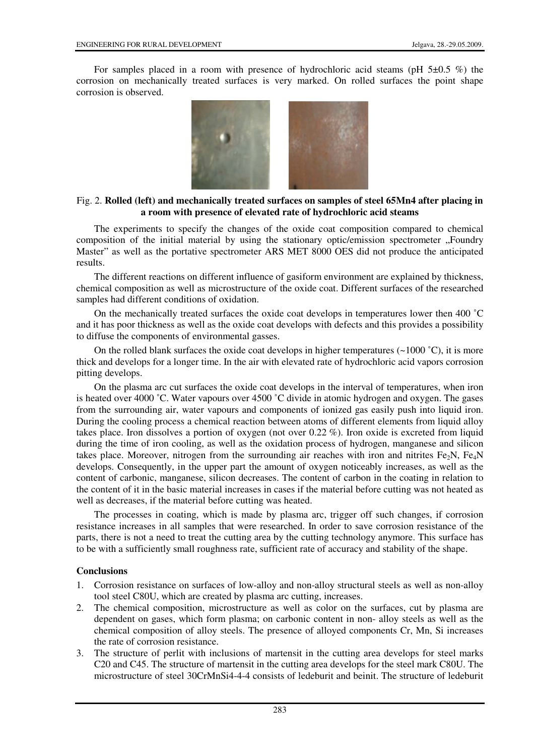For samples placed in a room with presence of hydrochloric acid steams (pH 5±0.5 %) the corrosion on mechanically treated surfaces is very marked. On rolled surfaces the point shape corrosion is observed.

Fig. 2. **Rolled (left) and mechanically treated surfaces on samples of steel 65Mn4 after placing in a room with presence of elevated rate of hydrochloric acid steams**

The experiments to specify the changes of the oxide coat composition compared to chemical composition of the initial material by using the stationary optic/emission spectrometer „Foundry Master" as well as the portative spectrometer ARS MET 8000 OES did not produce the anticipated results.

The different reactions on different influence of gasiform environment are explained by thickness, chemical composition as well as microstructure of the oxide coat. Different surfaces of the researched samples had different conditions of oxidation.

On the mechanically treated surfaces the oxide coat develops in temperatures lower then 400 ˚C and it has poor thickness as well as the oxide coat develops with defects and this provides a possibility to diffuse the components of environmental gasses.

On the rolled blank surfaces the oxide coat develops in higher temperatures (~1000 ˚C), it is more thick and develops for a longer time. In the air with elevated rate of hydrochloric acid vapors corrosion pitting develops.

On the plasma arc cut surfaces the oxide coat develops in the interval of temperatures, when iron is heated over 4000 ˚C. Water vapours over 4500 ˚C divide in atomic hydrogen and oxygen. The gases from the surrounding air, water vapours and components of ionized gas easily push into liquid iron. During the cooling process a chemical reaction between atoms of different elements from liquid alloy takes place. Iron dissolves a portion of oxygen (not over 0.22 %). Iron oxide is excreted from liquid during the time of iron cooling, as well as the oxidation process of hydrogen, manganese and silicon takes place. Moreover, nitrogen from the surrounding air reaches with iron and nitrites $Fe_2N$, $Fe_4N$ develops. Consequently, in the upper part the amount of oxygen noticeably increases, as well as the content of carbonic, manganese, silicon decreases. The content of carbon in the coating in relation to the content of it in the basic material increases in cases if the material before cutting was not heated as well as decreases, if the material before cutting was heated.

The processes in coating, which is made by plasma arc, trigger off such changes, if corrosion resistance increases in all samples that were researched. In order to save corrosion resistance of the parts, there is not a need to treat the cutting area by the cutting technology anymore. This surface has to be with a sufficiently small roughness rate, sufficient rate of accuracy and stability of the shape.

## Conclusions

1. Corrosion resistance on surfaces of low-alloy and non-alloy structural steels as well as non-alloy tool steel C80U, which are created by plasma arc cutting, increases.
2. The chemical composition, microstructure as well as color on the surfaces, cut by plasma are dependent on gases, which form plasma; on carbonic content in non- alloy steels as well as the chemical composition of alloy steels. The presence of alloyed components Cr, Mn, Si increases the rate of corrosion resistance.
3. The structure of perlit with inclusions of martensit in the cutting area develops for steel marks C20 and C45. The structure of martensit in the cutting area develops for the steel mark C80U. The microstructure of steel 30CrMnSi4-4-4 consists of ledeburit and beinit. The structure of ledeburit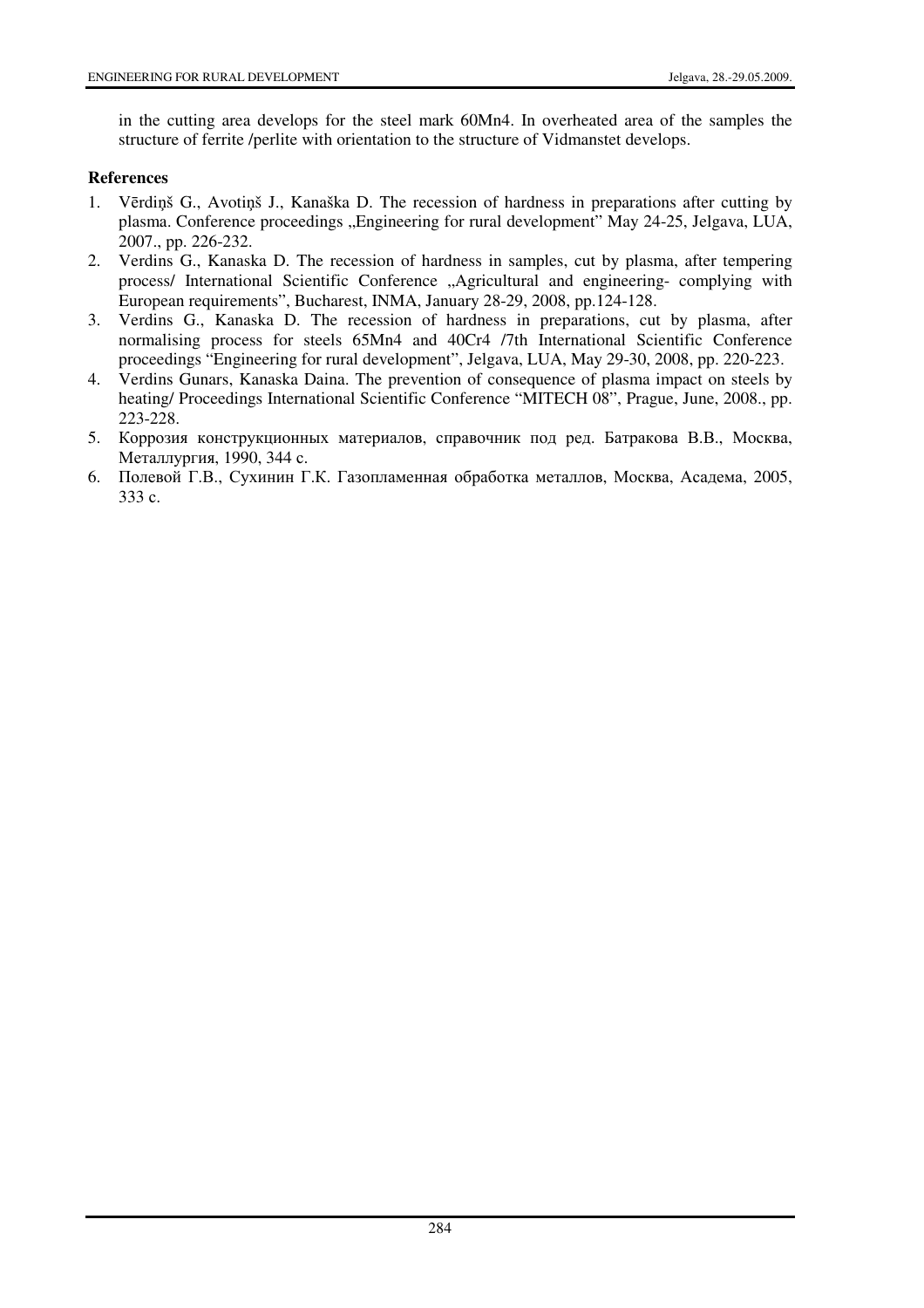in the cutting area develops for the steel mark 60Mn4. In overheated area of the samples the structure of ferrite /perlite with orientation to the structure of Vidmanstet develops.

## References

1. Vērdiņš G., Avotiņš J., Kanaška D. The recession of hardness in preparations after cutting by plasma. Conference proceedings „Engineering for rural development" May 24-25, Jelgava, LUA, 2007., pp. 226-232.
2. Verdins G., Kanaska D. The recession of hardness in samples, cut by plasma, after tempering process/ International Scientific Conference „Agricultural and engineering- complying with European requirements", Bucharest, INMA, January 28-29, 2008, pp.124-128.
3. Verdins G., Kanaska D. The recession of hardness in preparations, cut by plasma, after normalising process for steels 65Mn4 and 40Cr4 /7th International Scientific Conference proceedings "Engineering for rural development", Jelgava, LUA, May 29-30, 2008, pp. 220-223.
4. Verdins Gunars, Kanaska Daina. The prevention of consequence of plasma impact on steels by heating/ Proceedings International Scientific Conference "MITECH 08", Prague, June, 2008., pp. 223-228.
5. Коррозия конструкционных материалов, справочник под ред. Батракова В.В., Москва, Металлургия, 1990, 344 с.
6. Полевой Г.В., Сухинин Г.К. Газопламенная обработка металлов, Москва, Асадема, 2005, 333 с.